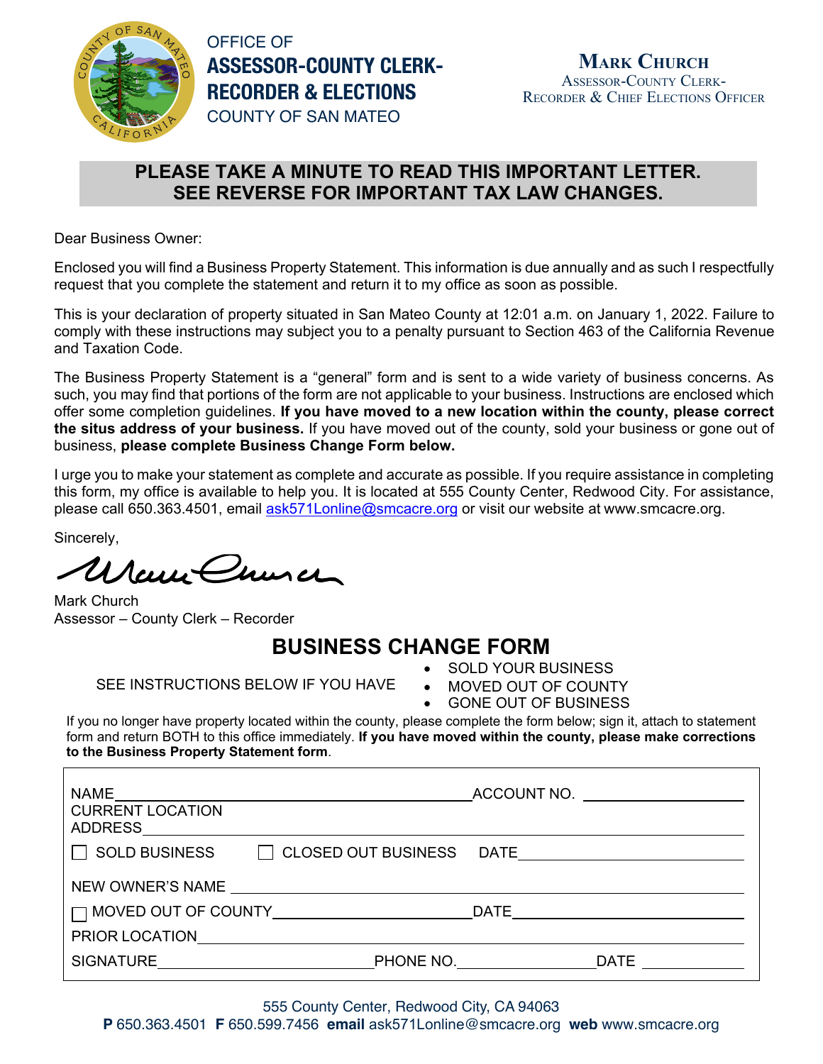OFFICE OF
**ASSESSOR-COUNTY CLERK-RECORDER & ELECTIONS**
COUNTY OF SAN MATEO

**MARK CHURCH**
ASSESSOR-COUNTY CLERK-RECORDER & CHIEF ELECTIONS OFFICER

**PLEASE TAKE A MINUTE TO READ THIS IMPORTANT LETTER.**
**SEE REVERSE FOR IMPORTANT TAX LAW CHANGES.**

Dear Business Owner:

Enclosed you will find a Business Property Statement. This information is due annually and as such I respectfully request that you complete the statement and return it to my office as soon as possible.

This is your declaration of property situated in San Mateo County at 12:01 a.m. on January 1, 2022. Failure to comply with these instructions may subject you to a penalty pursuant to Section 463 of the California Revenue and Taxation Code.

The Business Property Statement is a "general" form and is sent to a wide variety of business concerns. As such, you may find that portions of the form are not applicable to your business. Instructions are enclosed which offer some completion guidelines. **If you have moved to a new location within the county, please correct the situs address of your business.** If you have moved out of the county, sold your business or gone out of business, **please complete Business Change Form below.**

I urge you to make your statement as complete and accurate as possible. If you require assistance in completing this form, my office is available to help you. It is located at 555 County Center, Redwood City. For assistance, please call 650.363.4501, email ask571Lonline@smcacre.org or visit our website at www.smcacre.org.

Sincerely,

Mark Church
Assessor – County Clerk – Recorder

## BUSINESS CHANGE FORM

SEE INSTRUCTIONS BELOW IF YOU HAVE

- SOLD YOUR BUSINESS
- MOVED OUT OF COUNTY
- GONE OUT OF BUSINESS

If you no longer have property located within the county, please complete the form below; sign it, attach to statement form and return BOTH to this office immediately. **If you have moved within the county, please make corrections to the Business Property Statement form**.

NAME ______________________ ACCOUNT NO. ______________

CURRENT LOCATION ADDRESS ______________________

☐ SOLD BUSINESS ☐ CLOSED OUT BUSINESS DATE ______________

NEW OWNER'S NAME ______________________

☐ MOVED OUT OF COUNTY ______________ DATE ______________

PRIOR LOCATION ______________________

SIGNATURE ______________ PHONE NO. ______________ DATE ______________

555 County Center, Redwood City, CA 94063
**P** 650.363.4501 **F** 650.599.7456 **email** ask571Lonline@smcacre.org **web** www.smcacre.org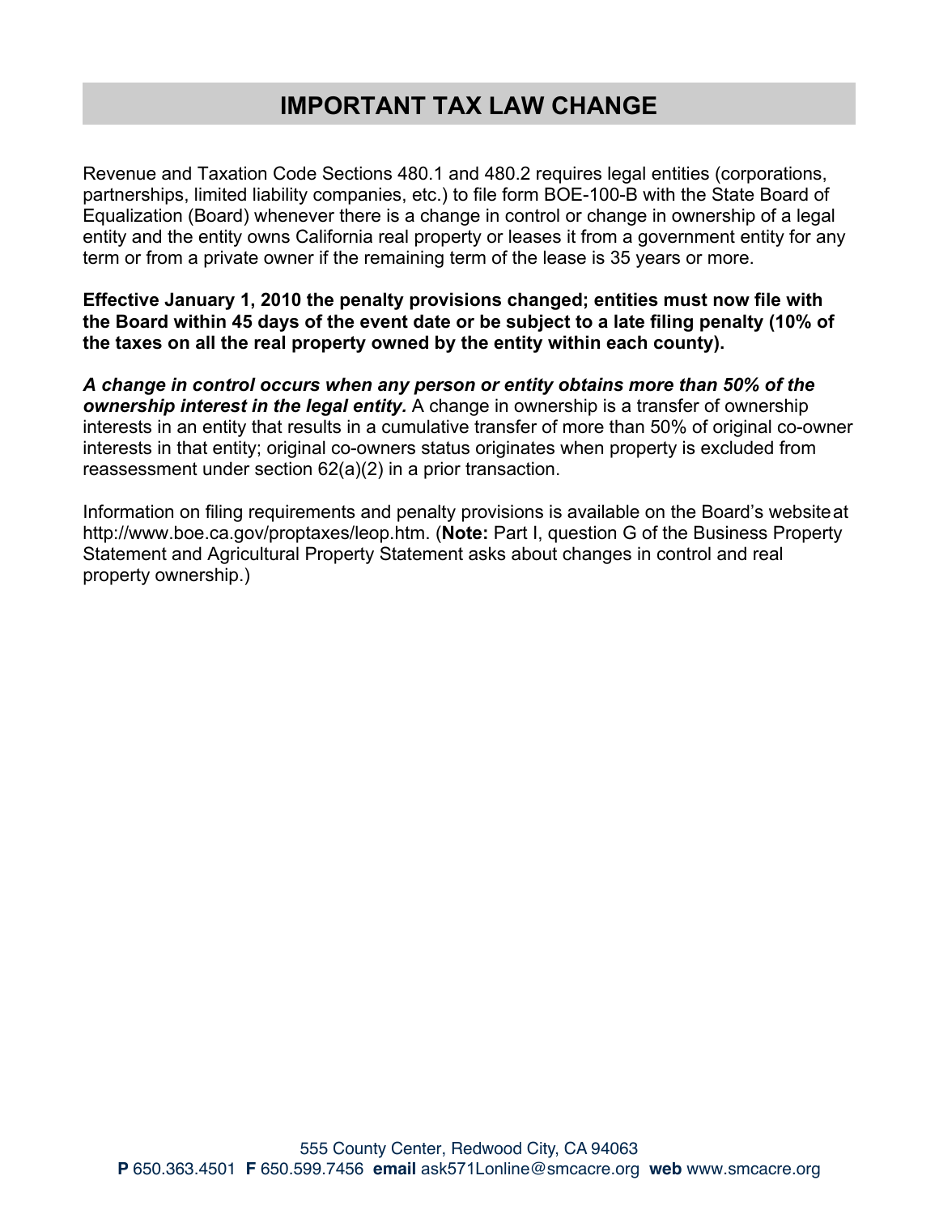# IMPORTANT TAX LAW CHANGE

Revenue and Taxation Code Sections 480.1 and 480.2 requires legal entities (corporations, partnerships, limited liability companies, etc.) to file form BOE-100-B with the State Board of Equalization (Board) whenever there is a change in control or change in ownership of a legal entity and the entity owns California real property or leases it from a government entity for any term or from a private owner if the remaining term of the lease is 35 years or more.

**Effective January 1, 2010 the penalty provisions changed; entities must now file with the Board within 45 days of the event date or be subject to a late filing penalty (10% of the taxes on all the real property owned by the entity within each county).**

***A change in control occurs when any person or entity obtains more than 50% of the ownership interest in the legal entity.*** A change in ownership is a transfer of ownership interests in an entity that results in a cumulative transfer of more than 50% of original co-owner interests in that entity; original co-owners status originates when property is excluded from reassessment under section 62(a)(2) in a prior transaction.

Information on filing requirements and penalty provisions is available on the Board's website at http://www.boe.ca.gov/proptaxes/leop.htm. (**Note:** Part I, question G of the Business Property Statement and Agricultural Property Statement asks about changes in control and real property ownership.)

555 County Center, Redwood City, CA 94063
**P** 650.363.4501 **F** 650.599.7456 **email** ask571Lonline@smcacre.org **web** www.smcacre.org